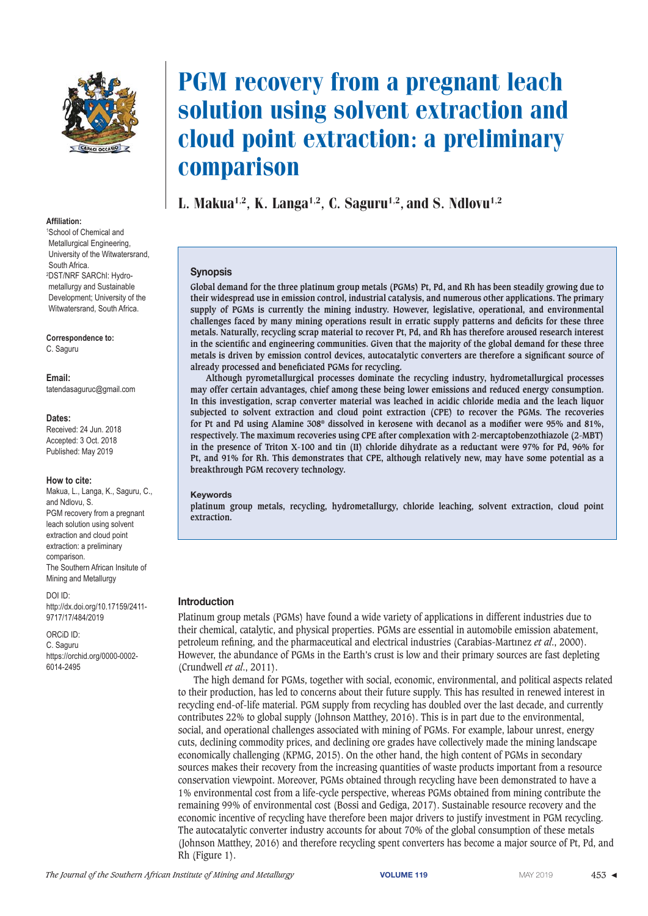# PGM recovery from a pregnant leach solution using solvent extraction and cloud point extraction: a preliminary comparison

L. Makua[1,2], K. Langa[1,2], C. Saguru[1,2], and S. Ndlovu[1,2]

**Affiliation:**
[1]School of Chemical and Metallurgical Engineering, University of the Witwatersrand, South Africa.
[2]DST/NRF SARChI: Hydrometallurgy and Sustainable Development; University of the Witwatersrand, South Africa.

**Correspondence to:**
C. Saguru

**Email:**
tatendasaguruc@gmail.com

**Dates:**
Received: 24 Jun. 2018
Accepted: 3 Oct. 2018
Published: May 2019

**How to cite:**
Makua, L., Langa, K., Saguru, C., and Ndlovu, S.
PGM recovery from a pregnant leach solution using solvent extraction and cloud point extraction: a preliminary comparison.
The Southern African Insitute of Mining and Metallurgy

DOI ID:
http://dx.doi.org/10.17159/2411-9717/17/484/2019

ORCiD ID:
C. Saguru
https://orchid.org/0000-0002-6014-2495

## Synopsis

**Global demand for the three platinum group metals (PGMs) Pt, Pd, and Rh has been steadily growing due to their widespread use in emission control, industrial catalysis, and numerous other applications. The primary supply of PGMs is currently the mining industry. However, legislative, operational, and environmental challenges faced by many mining operations result in erratic supply patterns and deficits for these three metals. Naturally, recycling scrap material to recover Pt, Pd, and Rh has therefore aroused research interest in the scientific and engineering communities. Given that the majority of the global demand for these three metals is driven by emission control devices, autocatalytic converters are therefore a significant source of already processed and beneficiated PGMs for recycling.**

**Although pyrometallurgical processes dominate the recycling industry, hydrometallurgical processes may offer certain advantages, chief among these being lower emissions and reduced energy consumption. In this investigation, scrap converter material was leached in acidic chloride media and the leach liquor subjected to solvent extraction and cloud point extraction (CPE) to recover the PGMs. The recoveries for Pt and Pd using Alamine 308® dissolved in kerosene with decanol as a modifier were 95% and 81%, respectively. The maximum recoveries using CPE after complexation with 2-mercaptobenzothiazole (2-MBT) in the presence of Triton X-100 and tin (II) chloride dihydrate as a reductant were 97% for Pd, 96% for Pt, and 91% for Rh. This demonstrates that CPE, although relatively new, may have some potential as a breakthrough PGM recovery technology.**

**Keywords**

**platinum group metals, recycling, hydrometallurgy, chloride leaching, solvent extraction, cloud point extraction.**

## Introduction

Platinum group metals (PGMs) have found a wide variety of applications in different industries due to their chemical, catalytic, and physical properties. PGMs are essential in automobile emission abatement, petroleum refining, and the pharmaceutical and electrical industries (Carabias-Martınez *et al*., 2000). However, the abundance of PGMs in the Earth's crust is low and their primary sources are fast depleting (Crundwell *et al*., 2011).

The high demand for PGMs, together with social, economic, environmental, and political aspects related to their production, has led to concerns about their future supply. This has resulted in renewed interest in recycling end-of-life material. PGM supply from recycling has doubled over the last decade, and currently contributes 22% to global supply (Johnson Matthey, 2016). This is in part due to the environmental, social, and operational challenges associated with mining of PGMs. For example, labour unrest, energy cuts, declining commodity prices, and declining ore grades have collectively made the mining landscape economically challenging (KPMG, 2015). On the other hand, the high content of PGMs in secondary sources makes their recovery from the increasing quantities of waste products important from a resource conservation viewpoint. Moreover, PGMs obtained through recycling have been demonstrated to have a 1% environmental cost from a life-cycle perspective, whereas PGMs obtained from mining contribute the remaining 99% of environmental cost (Bossi and Gediga, 2017). Sustainable resource recovery and the economic incentive of recycling have therefore been major drivers to justify investment in PGM recycling. The autocatalytic converter industry accounts for about 70% of the global consumption of these metals (Johnson Matthey, 2016) and therefore recycling spent converters has become a major source of Pt, Pd, and Rh (Figure 1).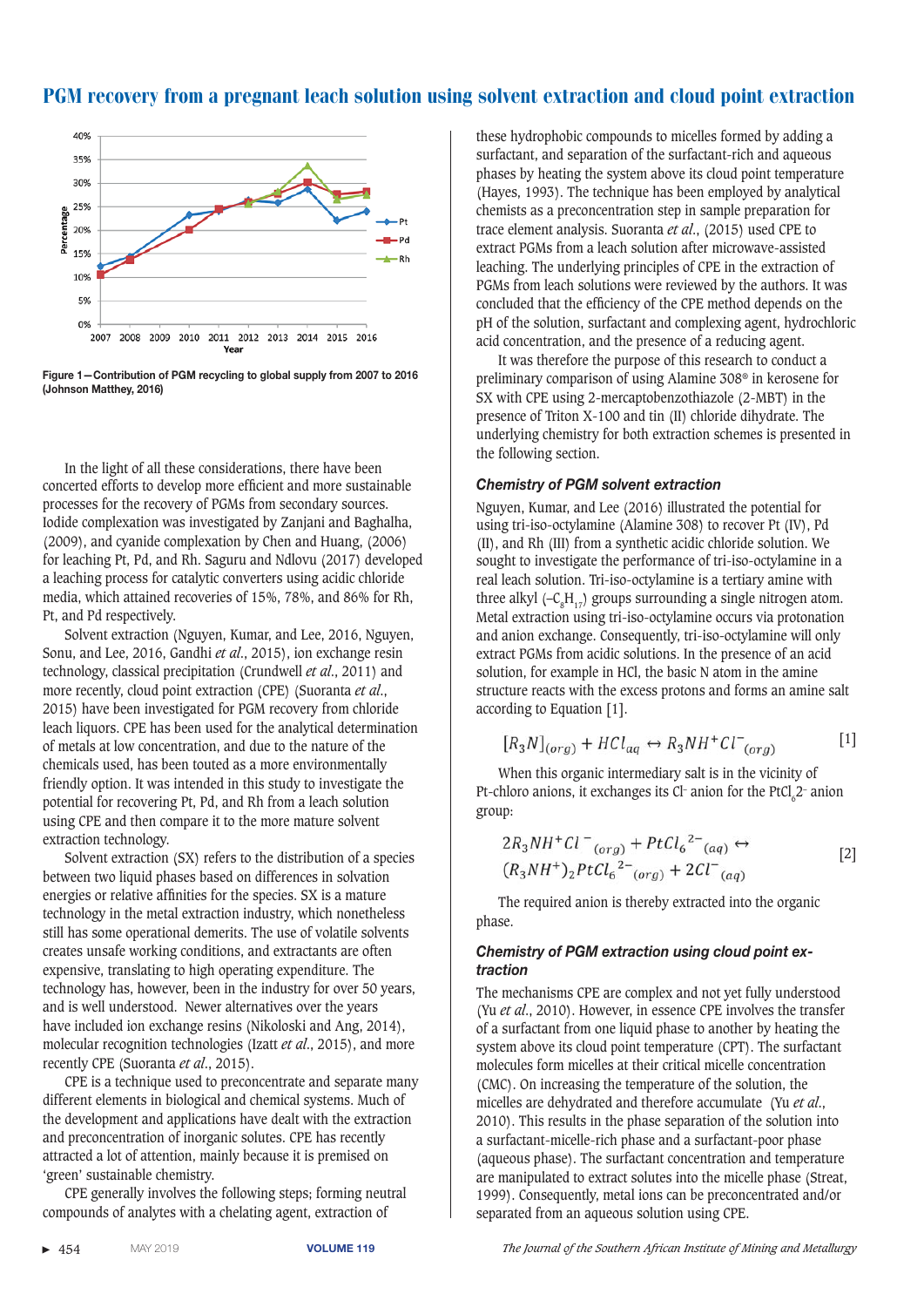Figure 1—Contribution of PGM recycling to global supply from 2007 to 2016 (Johnson Matthey, 2016)

In the light of all these considerations, there have been concerted efforts to develop more efficient and more sustainable processes for the recovery of PGMs from secondary sources. Iodide complexation was investigated by Zanjani and Baghalha, (2009), and cyanide complexation by Chen and Huang, (2006) for leaching Pt, Pd, and Rh. Saguru and Ndlovu (2017) developed a leaching process for catalytic converters using acidic chloride media, which attained recoveries of 15%, 78%, and 86% for Rh, Pt, and Pd respectively.

Solvent extraction (Nguyen, Kumar, and Lee, 2016, Nguyen, Sonu, and Lee, 2016, Gandhi *et al*., 2015), ion exchange resin technology, classical precipitation (Crundwell *et al*., 2011) and more recently, cloud point extraction (CPE) (Suoranta *et al*., 2015) have been investigated for PGM recovery from chloride leach liquors. CPE has been used for the analytical determination of metals at low concentration, and due to the nature of the chemicals used, has been touted as a more environmentally friendly option. It was intended in this study to investigate the potential for recovering Pt, Pd, and Rh from a leach solution using CPE and then compare it to the more mature solvent extraction technology.

Solvent extraction (SX) refers to the distribution of a species between two liquid phases based on differences in solvation energies or relative affinities for the species. SX is a mature technology in the metal extraction industry, which nonetheless still has some operational demerits. The use of volatile solvents creates unsafe working conditions, and extractants are often expensive, translating to high operating expenditure. The technology has, however, been in the industry for over 50 years, and is well understood. Newer alternatives over the years have included ion exchange resins (Nikoloski and Ang, 2014), molecular recognition technologies (Izatt *et al*., 2015), and more recently CPE (Suoranta *et al*., 2015).

CPE is a technique used to preconcentrate and separate many different elements in biological and chemical systems. Much of the development and applications have dealt with the extraction and preconcentration of inorganic solutes. CPE has recently attracted a lot of attention, mainly because it is premised on 'green' sustainable chemistry.

CPE generally involves the following steps; forming neutral compounds of analytes with a chelating agent, extraction of these hydrophobic compounds to micelles formed by adding a surfactant, and separation of the surfactant-rich and aqueous phases by heating the system above its cloud point temperature (Hayes, 1993). The technique has been employed by analytical chemists as a preconcentration step in sample preparation for trace element analysis. Suoranta *et al*., (2015) used CPE to extract PGMs from a leach solution after microwave-assisted leaching. The underlying principles of CPE in the extraction of PGMs from leach solutions were reviewed by the authors. It was concluded that the efficiency of the CPE method depends on the pH of the solution, surfactant and complexing agent, hydrochloric acid concentration, and the presence of a reducing agent.

It was therefore the purpose of this research to conduct a preliminary comparison of using Alamine 308® in kerosene for SX with CPE using 2-mercaptobenzothiazole (2-MBT) in the presence of Triton X-100 and tin (II) chloride dihydrate. The underlying chemistry for both extraction schemes is presented in the following section.

### *Chemistry of PGM solvent extraction*

Nguyen, Kumar, and Lee (2016) illustrated the potential for using tri-iso-octylamine (Alamine 308) to recover Pt (IV), Pd (II), and Rh (III) from a synthetic acidic chloride solution. We sought to investigate the performance of tri-iso-octylamine in a real leach solution. Tri-iso-octylamine is a tertiary amine with three alkyl ($-C_8H_{17}$) groups surrounding a single nitrogen atom. Metal extraction using tri-iso-octylamine occurs via protonation and anion exchange. Consequently, tri-iso-octylamine will only extract PGMs from acidic solutions. In the presence of an acid solution, for example in HCl, the basic N atom in the amine structure reacts with the excess protons and forms an amine salt according to Equation [1].

$$[R_3N]_{(org)} + HCl_{aq} \leftrightarrow R_3NH^+Cl^-_{(org)} \quad [1]$$

When this organic intermediary salt is in the vicinity of Pt-chloro anions, it exchanges its $Cl^-$ anion for the $PtCl_6{}^{2-}$ anion group:

$$2R_3NH^+Cl^-_{(org)} + PtCl_6{}^{2-}{}_{(aq)} \leftrightarrow (R_3NH^+)_2PtCl_6{}^{2-}{}_{(org)} + 2Cl^-_{(aq)} \quad [2]$$

The required anion is thereby extracted into the organic phase.

### *Chemistry of PGM extraction using cloud point extraction*

The mechanisms CPE are complex and not yet fully understood (Yu *et al*., 2010). However, in essence CPE involves the transfer of a surfactant from one liquid phase to another by heating the system above its cloud point temperature (CPT). The surfactant molecules form micelles at their critical micelle concentration (CMC). On increasing the temperature of the solution, the micelles are dehydrated and therefore accumulate (Yu *et al*., 2010). This results in the phase separation of the solution into a surfactant-micelle-rich phase and a surfactant-poor phase (aqueous phase). The surfactant concentration and temperature are manipulated to extract solutes into the micelle phase (Streat, 1999). Consequently, metal ions can be preconcentrated and/or separated from an aqueous solution using CPE.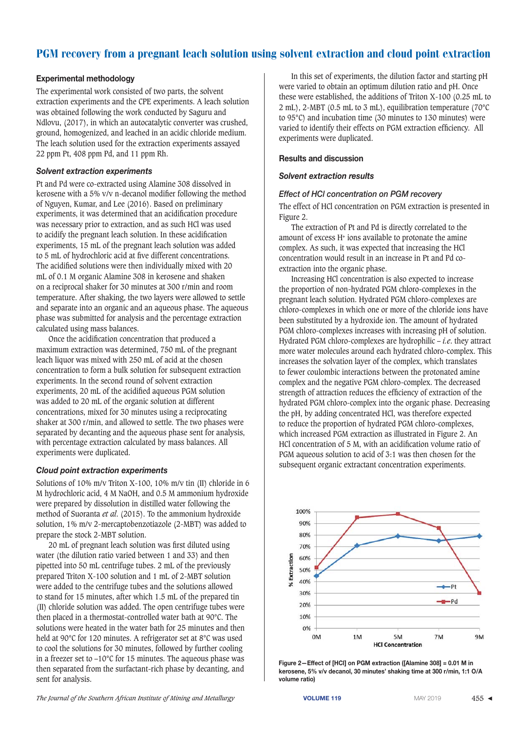## PGM recovery from a pregnant leach solution using solvent extraction and cloud point extraction

### Experimental methodology

The experimental work consisted of two parts, the solvent extraction experiments and the CPE experiments. A leach solution was obtained following the work conducted by Saguru and Ndlovu, (2017), in which an autocatalytic converter was crushed, ground, homogenized, and leached in an acidic chloride medium. The leach solution used for the extraction experiments assayed 22 ppm Pt, 408 ppm Pd, and 11 ppm Rh.

#### *Solvent extraction experiments*

Pt and Pd were co-extracted using Alamine 308 dissolved in kerosene with a 5% v/v n-decanol modifier following the method of Nguyen, Kumar, and Lee (2016). Based on preliminary experiments, it was determined that an acidification procedure was necessary prior to extraction, and as such HCl was used to acidify the pregnant leach solution. In these acidification experiments, 15 mL of the pregnant leach solution was added to 5 mL of hydrochloric acid at five different concentrations. The acidified solutions were then individually mixed with 20 mL of 0.1 M organic Alamine 308 in kerosene and shaken on a reciprocal shaker for 30 minutes at 300 r/min and room temperature. After shaking, the two layers were allowed to settle and separate into an organic and an aqueous phase. The aqueous phase was submitted for analysis and the percentage extraction calculated using mass balances.

Once the acidification concentration that produced a maximum extraction was determined, 750 mL of the pregnant leach liquor was mixed with 250 mL of acid at the chosen concentration to form a bulk solution for subsequent extraction experiments. In the second round of solvent extraction experiments, 20 mL of the acidified aqueous PGM solution was added to 20 mL of the organic solution at different concentrations, mixed for 30 minutes using a reciprocating shaker at 300 r/min, and allowed to settle. The two phases were separated by decanting and the aqueous phase sent for analysis, with percentage extraction calculated by mass balances. All experiments were duplicated.

#### *Cloud point extraction experiments*

Solutions of 10% m/v Triton X-100, 10% m/v tin (II) chloride in 6 M hydrochloric acid, 4 M NaOH, and 0.5 M ammonium hydroxide were prepared by dissolution in distilled water following the method of Suoranta *et al.* (2015). To the ammonium hydroxide solution, 1% m/v 2-mercaptobenzotiazole (2-MBT) was added to prepare the stock 2-MBT solution.

20 mL of pregnant leach solution was first diluted using water (the dilution ratio varied between 1 and 33) and then pipetted into 50 mL centrifuge tubes. 2 mL of the previously prepared Triton X-100 solution and 1 mL of 2-MBT solution were added to the centrifuge tubes and the solutions allowed to stand for 15 minutes, after which 1.5 mL of the prepared tin (II) chloride solution was added. The open centrifuge tubes were then placed in a thermostat-controlled water bath at 90°C. The solutions were heated in the water bath for 25 minutes and then held at 90°C for 120 minutes. A refrigerator set at 8°C was used to cool the solutions for 30 minutes, followed by further cooling in a freezer set to –10°C for 15 minutes. The aqueous phase was then separated from the surfactant-rich phase by decanting, and sent for analysis.

In this set of experiments, the dilution factor and starting pH were varied to obtain an optimum dilution ratio and pH. Once these were established, the additions of Triton X-100 (0.25 mL to 2 mL), 2-MBT (0.5 mL to 3 mL), equilibration temperature (70°C to 95°C) and incubation time (30 minutes to 130 minutes) were varied to identify their effects on PGM extraction efficiency. All experiments were duplicated.

### Results and discussion

#### *Solvent extraction results*

#### *Effect of HCl concentration on PGM recovery*

The effect of HCl concentration on PGM extraction is presented in Figure 2.

The extraction of Pt and Pd is directly correlated to the amount of excess $H^+$ ions available to protonate the amine complex. As such, it was expected that increasing the HCl concentration would result in an increase in Pt and Pd co-extraction into the organic phase.

Increasing HCl concentration is also expected to increase the proportion of non-hydrated PGM chloro-complexes in the pregnant leach solution. Hydrated PGM chloro-complexes are chloro-complexes in which one or more of the chloride ions have been substituted by a hydroxide ion. The amount of hydrated PGM chloro-complexes increases with increasing pH of solution. Hydrated PGM chloro-complexes are hydrophilic – *i.e.* they attract more water molecules around each hydrated chloro-complex. This increases the solvation layer of the complex, which translates to fewer coulombic interactions between the protonated amine complex and the negative PGM chloro-complex. The decreased strength of attraction reduces the efficiency of extraction of the hydrated PGM chloro-complex into the organic phase. Decreasing the pH, by adding concentrated HCl, was therefore expected to reduce the proportion of hydrated PGM chloro-complexes, which increased PGM extraction as illustrated in Figure 2. An HCl concentration of 5 M, with an acidification volume ratio of PGM aqueous solution to acid of 3:1 was then chosen for the subsequent organic extractant concentration experiments.

**Figure 2—Effect of [HCl] on PGM extraction ([Alamine 308] = 0.01 M in kerosene, 5% v/v decanol, 30 minutes' shaking time at 300 r/min, 1:1 O/A volume ratio)**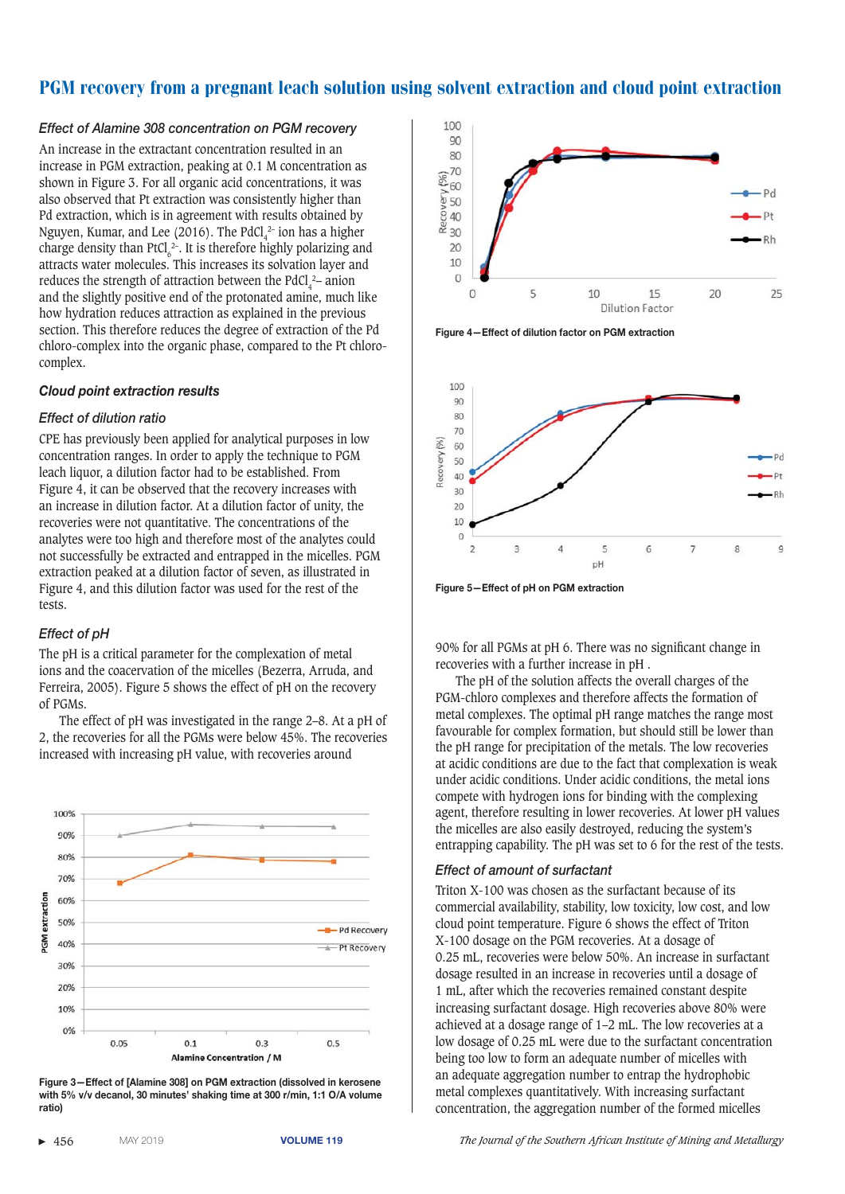### *Effect of Alamine 308 concentration on PGM recovery*

An increase in the extractant concentration resulted in an increase in PGM extraction, peaking at 0.1 M concentration as shown in Figure 3. For all organic acid concentrations, it was also observed that Pt extraction was consistently higher than Pd extraction, which is in agreement with results obtained by Nguyen, Kumar, and Lee (2016). The $PdCl_4^{2-}$ ion has a higher charge density than $PtCl_6^{2-}$. It is therefore highly polarizing and attracts water molecules. This increases its solvation layer and reduces the strength of attraction between the $PdCl_4^{2-}$ anion and the slightly positive end of the protonated amine, much like how hydration reduces attraction as explained in the previous section. This therefore reduces the degree of extraction of the Pd chloro-complex into the organic phase, compared to the Pt chloro-complex.

Figure 3—Effect of [Alamine 308] on PGM extraction (dissolved in kerosene with 5% v/v decanol, 30 minutes' shaking time at 300 r/min, 1:1 O/A volume ratio)

### *Cloud point extraction results*

#### *Effect of dilution ratio*

CPE has previously been applied for analytical purposes in low concentration ranges. In order to apply the technique to PGM leach liquor, a dilution factor had to be established. From Figure 4, it can be observed that the recovery increases with an increase in dilution factor. At a dilution factor of unity, the recoveries were not quantitative. The concentrations of the analytes were too high and therefore most of the analytes could not successfully be extracted and entrapped in the micelles. PGM extraction peaked at a dilution factor of seven, as illustrated in Figure 4, and this dilution factor was used for the rest of the tests.

Figure 4—Effect of dilution factor on PGM extraction

#### *Effect of pH*

The pH is a critical parameter for the complexation of metal ions and the coacervation of the micelles (Bezerra, Arruda, and Ferreira, 2005). Figure 5 shows the effect of pH on the recovery of PGMs.

The effect of pH was investigated in the range 2–8. At a pH of 2, the recoveries for all the PGMs were below 45%. The recoveries increased with increasing pH value, with recoveries around 90% for all PGMs at pH 6. There was no significant change in recoveries with a further increase in pH .

Figure 5—Effect of pH on PGM extraction

The pH of the solution affects the overall charges of the PGM-chloro complexes and therefore affects the formation of metal complexes. The optimal pH range matches the range most favourable for complex formation, but should still be lower than the pH range for precipitation of the metals. The low recoveries at acidic conditions are due to the fact that complexation is weak under acidic conditions. Under acidic conditions, the metal ions compete with hydrogen ions for binding with the complexing agent, therefore resulting in lower recoveries. At lower pH values the micelles are also easily destroyed, reducing the system's entrapping capability. The pH was set to 6 for the rest of the tests.

#### *Effect of amount of surfactant*

Triton X-100 was chosen as the surfactant because of its commercial availability, stability, low toxicity, low cost, and low cloud point temperature. Figure 6 shows the effect of Triton X-100 dosage on the PGM recoveries. At a dosage of 0.25 mL, recoveries were below 50%. An increase in surfactant dosage resulted in an increase in recoveries until a dosage of 1 mL, after which the recoveries remained constant despite increasing surfactant dosage. High recoveries above 80% were achieved at a dosage range of 1–2 mL. The low recoveries at a low dosage of 0.25 mL were due to the surfactant concentration being too low to form an adequate number of micelles with an adequate aggregation number to entrap the hydrophobic metal complexes quantitatively. With increasing surfactant concentration, the aggregation number of the formed micelles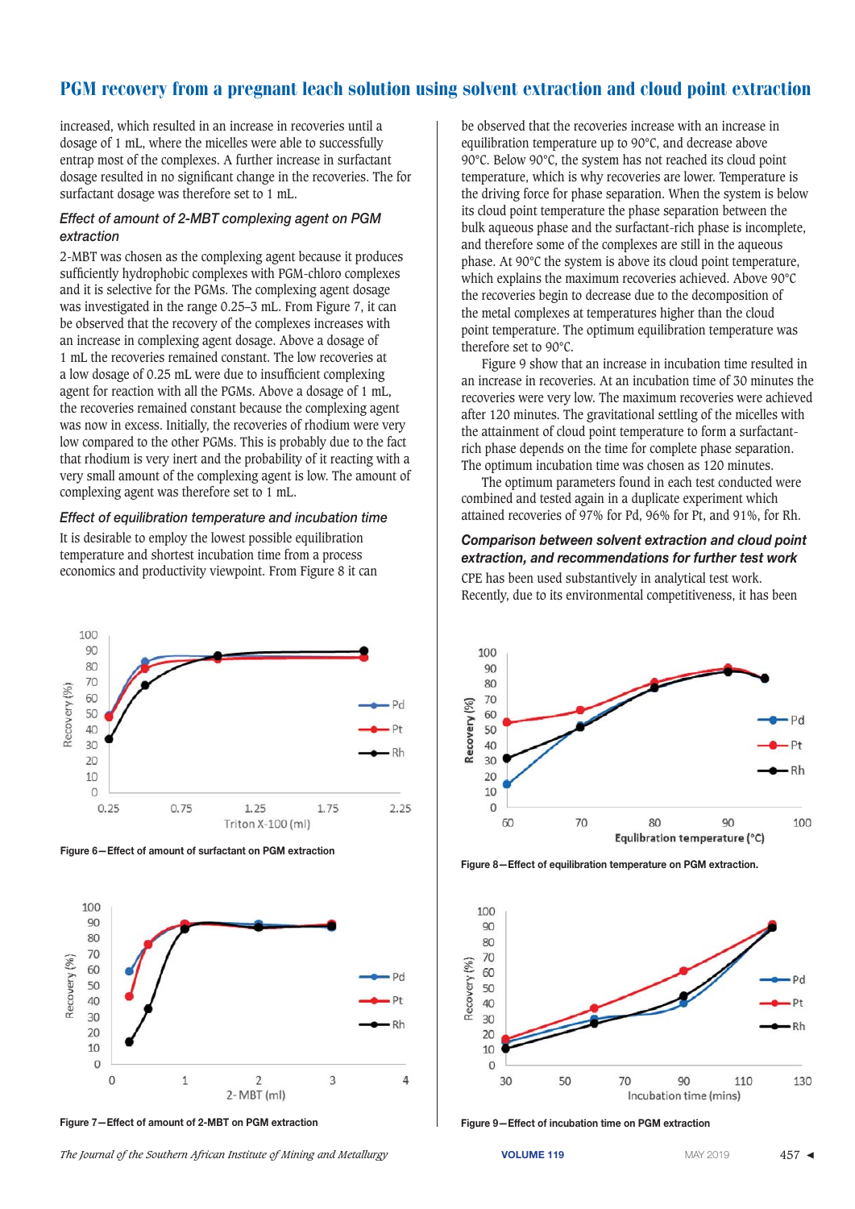increased, which resulted in an increase in recoveries until a dosage of 1 mL, where the micelles were able to successfully entrap most of the complexes. A further increase in surfactant dosage resulted in no significant change in the recoveries. The for surfactant dosage was therefore set to 1 mL.

#### *Effect of amount of 2-MBT complexing agent on PGM extraction*

2-MBT was chosen as the complexing agent because it produces sufficiently hydrophobic complexes with PGM-chloro complexes and it is selective for the PGMs. The complexing agent dosage was investigated in the range 0.25–3 mL. From Figure 7, it can be observed that the recovery of the complexes increases with an increase in complexing agent dosage. Above a dosage of 1 mL the recoveries remained constant. The low recoveries at a low dosage of 0.25 mL were due to insufficient complexing agent for reaction with all the PGMs. Above a dosage of 1 mL, the recoveries remained constant because the complexing agent was now in excess. Initially, the recoveries of rhodium were very low compared to the other PGMs. This is probably due to the fact that rhodium is very inert and the probability of it reacting with a very small amount of the complexing agent is low. The amount of complexing agent was therefore set to 1 mL.

#### *Effect of equilibration temperature and incubation time*

It is desirable to employ the lowest possible equilibration temperature and shortest incubation time from a process economics and productivity viewpoint. From Figure 8 it can be observed that the recoveries increase with an increase in equilibration temperature up to 90°C, and decrease above 90°C. Below 90°C, the system has not reached its cloud point temperature, which is why recoveries are lower. Temperature is the driving force for phase separation. When the system is below its cloud point temperature the phase separation between the bulk aqueous phase and the surfactant-rich phase is incomplete, and therefore some of the complexes are still in the aqueous phase. At 90°C the system is above its cloud point temperature, which explains the maximum recoveries achieved. Above 90°C the recoveries begin to decrease due to the decomposition of the metal complexes at temperatures higher than the cloud point temperature. The optimum equilibration temperature was therefore set to 90°C.

Figure 9 show that an increase in incubation time resulted in an increase in recoveries. At an incubation time of 30 minutes the recoveries were very low. The maximum recoveries were achieved after 120 minutes. The gravitational settling of the micelles with the attainment of cloud point temperature to form a surfactant-rich phase depends on the time for complete phase separation. The optimum incubation time was chosen as 120 minutes.

The optimum parameters found in each test conducted were combined and tested again in a duplicate experiment which attained recoveries of 97% for Pd, 96% for Pt, and 91%, for Rh.

#### *Comparison between solvent extraction and cloud point extraction, and recommendations for further test work*

CPE has been used substantively in analytical test work. Recently, due to its environmental competitiveness, it has been

Figure 6—Effect of amount of surfactant on PGM extraction

Figure 7—Effect of amount of 2-MBT on PGM extraction

Figure 8—Effect of equilibration temperature on PGM extraction.

Figure 9—Effect of incubation time on PGM extraction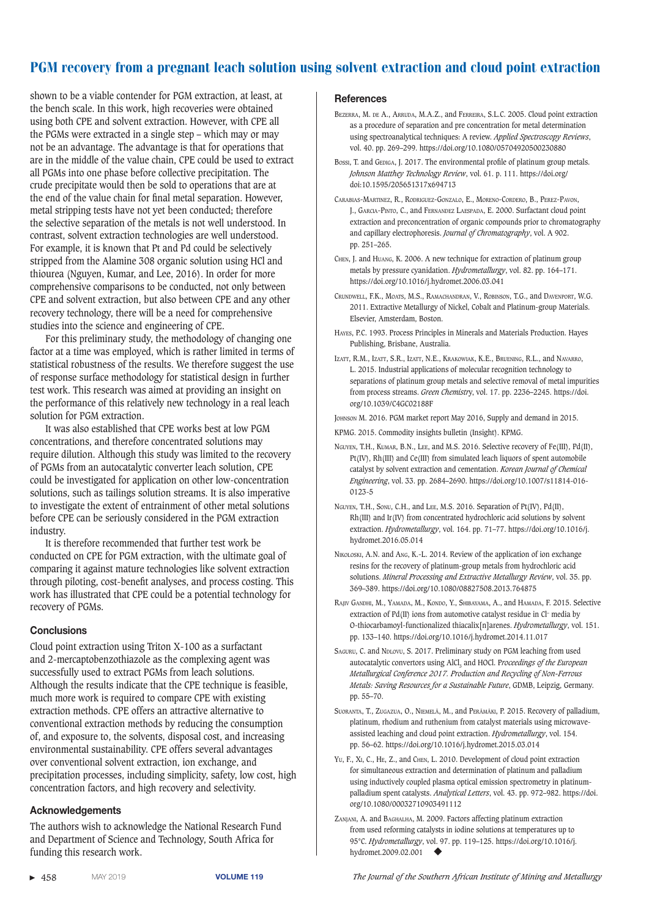shown to be a viable contender for PGM extraction, at least, at the bench scale. In this work, high recoveries were obtained using both CPE and solvent extraction. However, with CPE all the PGMs were extracted in a single step – which may or may not be an advantage. The advantage is that for operations that are in the middle of the value chain, CPE could be used to extract all PGMs into one phase before collective precipitation. The crude precipitate would then be sold to operations that are at the end of the value chain for final metal separation. However, metal stripping tests have not yet been conducted; therefore the selective separation of the metals is not well understood. In contrast, solvent extraction technologies are well understood. For example, it is known that Pt and Pd could be selectively stripped from the Alamine 308 organic solution using HCl and thiourea (Nguyen, Kumar, and Lee, 2016). In order for more comprehensive comparisons to be conducted, not only between CPE and solvent extraction, but also between CPE and any other recovery technology, there will be a need for comprehensive studies into the science and engineering of CPE.

For this preliminary study, the methodology of changing one factor at a time was employed, which is rather limited in terms of statistical robustness of the results. We therefore suggest the use of response surface methodology for statistical design in further test work. This research was aimed at providing an insight on the performance of this relatively new technology in a real leach solution for PGM extraction.

It was also established that CPE works best at low PGM concentrations, and therefore concentrated solutions may require dilution. Although this study was limited to the recovery of PGMs from an autocatalytic converter leach solution, CPE could be investigated for application on other low-concentration solutions, such as tailings solution streams. It is also imperative to investigate the extent of entrainment of other metal solutions before CPE can be seriously considered in the PGM extraction industry.

It is therefore recommended that further test work be conducted on CPE for PGM extraction, with the ultimate goal of comparing it against mature technologies like solvent extraction through piloting, cost-benefit analyses, and process costing. This work has illustrated that CPE could be a potential technology for recovery of PGMs.

## Conclusions

Cloud point extraction using Triton X-100 as a surfactant and 2-mercaptobenzothiazole as the complexing agent was successfully used to extract PGMs from leach solutions. Although the results indicate that the CPE technique is feasible, much more work is required to compare CPE with existing extraction methods. CPE offers an attractive alternative to conventional extraction methods by reducing the consumption of, and exposure to, the solvents, disposal cost, and increasing environmental sustainability. CPE offers several advantages over conventional solvent extraction, ion exchange, and precipitation processes, including simplicity, safety, low cost, high concentration factors, and high recovery and selectivity.

## Acknowledgements

The authors wish to acknowledge the National Research Fund and Department of Science and Technology, South Africa for funding this research work.

## References

Bezerra, M. de A., Arruda, M.A.Z., and Ferreira, S.L.C. 2005. Cloud point extraction as a procedure of separation and pre concentration for metal determination using spectroanalytical techniques: A review. *Applied Spectroscopy Reviews*, vol. 40. pp. 269–299. https://doi.org/10.1080/05704920500230880

Bossi, T. and Gediga, J. 2017. The environmental profile of platinum group metals. *Johnson Matthey Technology Review*, vol. 61. p. 111. https://doi.org/doi:10.1595/205651317x694713

Carabias-Martinez, R., Rodriguez-Gonzalo, E., Moreno-Cordero, B., Perez-Pavon, J., Garcia-Pinto, C., and Fernandez Laespada, E. 2000. Surfactant cloud point extraction and preconcentration of organic compounds prior to chromatography and capillary electrophoresis. *Journal of Chromatography*, vol. A 902. pp. 251–265.

Chen, J. and Huang, K. 2006. A new technique for extraction of platinum group metals by pressure cyanidation. *Hydrometallurgy*, vol. 82. pp. 164–171. https://doi.org/10.1016/j.hydromet.2006.03.041

Crundwell, F.K., Moats, M.S., Ramachandran, V., Robinson, T.G., and Davenport, W.G. 2011. Extractive Metallurgy of Nickel, Cobalt and Platinum-group Materials. Elsevier, Amsterdam, Boston.

Hayes, P.C. 1993. Process Principles in Minerals and Materials Production. Hayes Publishing, Brisbane, Australia.

Izatt, R.M., Izatt, S.R., Izatt, N.E., Krakowiak, K.E., Bruening, R.L., and Navarro, L. 2015. Industrial applications of molecular recognition technology to separations of platinum group metals and selective removal of metal impurities from process streams. *Green Chemistry*, vol. 17. pp. 2236–2245. https://doi.org/10.1039/C4GC02188F

Johnson M. 2016. PGM market report May 2016, Supply and demand in 2015.

KPMG. 2015. Commodity insights bulletin (Insight). KPMG.

Nguyen, T.H., Kumar, B.N., Lee, and M.S. 2016. Selective recovery of Fe(III), Pd(II), Pt(IV), Rh(III) and Ce(III) from simulated leach liquors of spent automobile catalyst by solvent extraction and cementation. *Korean Journal of Chemical Engineering*, vol. 33. pp. 2684–2690. https://doi.org/10.1007/s11814-016-0123-5

Nguyen, T.H., Sonu, C.H., and Lee, M.S. 2016. Separation of Pt(IV), Pd(II), Rh(III) and Ir(IV) from concentrated hydrochloric acid solutions by solvent extraction. *Hydrometallurgy*, vol. 164. pp. 71–77. https://doi.org/10.1016/j.hydromet.2016.05.014

Nikoloski, A.N. and Ang, K.-L. 2014. Review of the application of ion exchange resins for the recovery of platinum-group metals from hydrochloric acid solutions. *Mineral Processing and Extractive Metallurgy Review*, vol. 35. pp. 369–389. https://doi.org/10.1080/08827508.2013.764875

Rajiv Gandhi, M., Yamada, M., Kondo, Y., Shibayama, A., and Hamada, F. 2015. Selective extraction of Pd(II) ions from automotive catalyst residue in $Cl^-$ media by O-thiocarbamoyl-functionalized thiacalix[n]arenes. *Hydrometallurgy*, vol. 151. pp. 133–140. https://doi.org/10.1016/j.hydromet.2014.11.017

Saguru, C. and Ndlovu, S. 2017. Preliminary study on PGM leaching from used autocatalytic convertors using $AlCl_3$ and HOCl. *Proceedings of the European Metallurgical Conference 2017. Production and Recycling of Non-Ferrous Metals: Saving Resources for a Sustainable Future*, GDMB, Leipzig, Germany. pp. 55–70.

Suoranta, T., Zugazua, O., Niemelä, M., and Perämäki, P. 2015. Recovery of palladium, platinum, rhodium and ruthenium from catalyst materials using microwave-assisted leaching and cloud point extraction. *Hydrometallurgy*, vol. 154. pp. 56–62. https://doi.org/10.1016/j.hydromet.2015.03.014

Yu, F., Xi, C., He, Z., and Chen, L. 2010. Development of cloud point extraction for simultaneous extraction and determination of platinum and palladium using inductively coupled plasma optical emission spectrometry in platinum-palladium spent catalysts. *Analytical Letters*, vol. 43. pp. 972–982. https://doi.org/10.1080/00032710903491112

Zanjani, A. and Baghalha, M. 2009. Factors affecting platinum extraction from used reforming catalysts in iodine solutions at temperatures up to 95°C. *Hydrometallurgy*, vol. 97. pp. 119–125. https://doi.org/10.1016/j.hydromet.2009.02.001 ◆